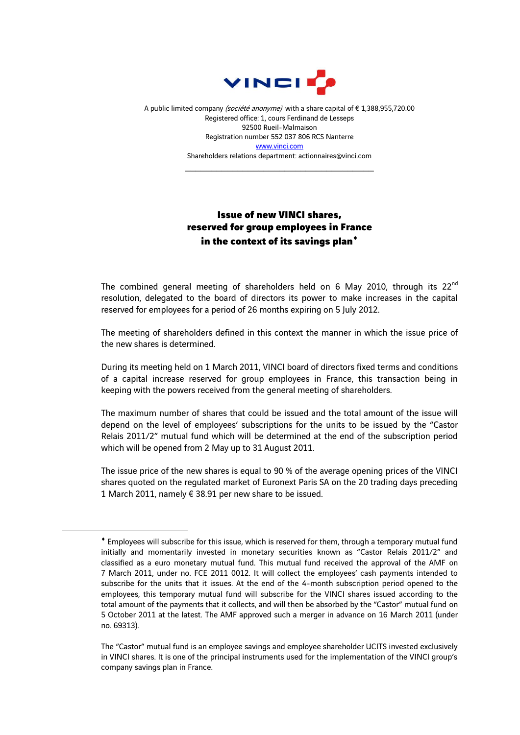A public limited company *(société anonyme)* with a share capital of € 1,388,955,720.00
Registered office: 1, cours Ferdinand de Lesseps
92500 Rueil-Malmaison
Registration number 552 037 806 RCS Nanterre
www.vinci.com
Shareholders relations department: actionnaires@vinci.com

---

# Issue of new VINCI shares, reserved for group employees in France in the context of its savings plan♦

The combined general meeting of shareholders held on 6 May 2010, through its 22nd resolution, delegated to the board of directors its power to make increases in the capital reserved for employees for a period of 26 months expiring on 5 July 2012.

The meeting of shareholders defined in this context the manner in which the issue price of the new shares is determined.

During its meeting held on 1 March 2011, VINCI board of directors fixed terms and conditions of a capital increase reserved for group employees in France, this transaction being in keeping with the powers received from the general meeting of shareholders.

The maximum number of shares that could be issued and the total amount of the issue will depend on the level of employees' subscriptions for the units to be issued by the "Castor Relais 2011/2" mutual fund which will be determined at the end of the subscription period which will be opened from 2 May up to 31 August 2011.

The issue price of the new shares is equal to 90 % of the average opening prices of the VINCI shares quoted on the regulated market of Euronext Paris SA on the 20 trading days preceding 1 March 2011, namely € 38.91 per new share to be issued.

---

♦ Employees will subscribe for this issue, which is reserved for them, through a temporary mutual fund initially and momentarily invested in monetary securities known as "Castor Relais 2011/2" and classified as a euro monetary mutual fund. This mutual fund received the approval of the AMF on 7 March 2011, under no. FCE 2011 0012. It will collect the employees' cash payments intended to subscribe for the units that it issues. At the end of the 4-month subscription period opened to the employees, this temporary mutual fund will subscribe for the VINCI shares issued according to the total amount of the payments that it collects, and will then be absorbed by the "Castor" mutual fund on 5 October 2011 at the latest. The AMF approved such a merger in advance on 16 March 2011 (under no. 69313).

The "Castor" mutual fund is an employee savings and employee shareholder UCITS invested exclusively in VINCI shares. It is one of the principal instruments used for the implementation of the VINCI group's company savings plan in France.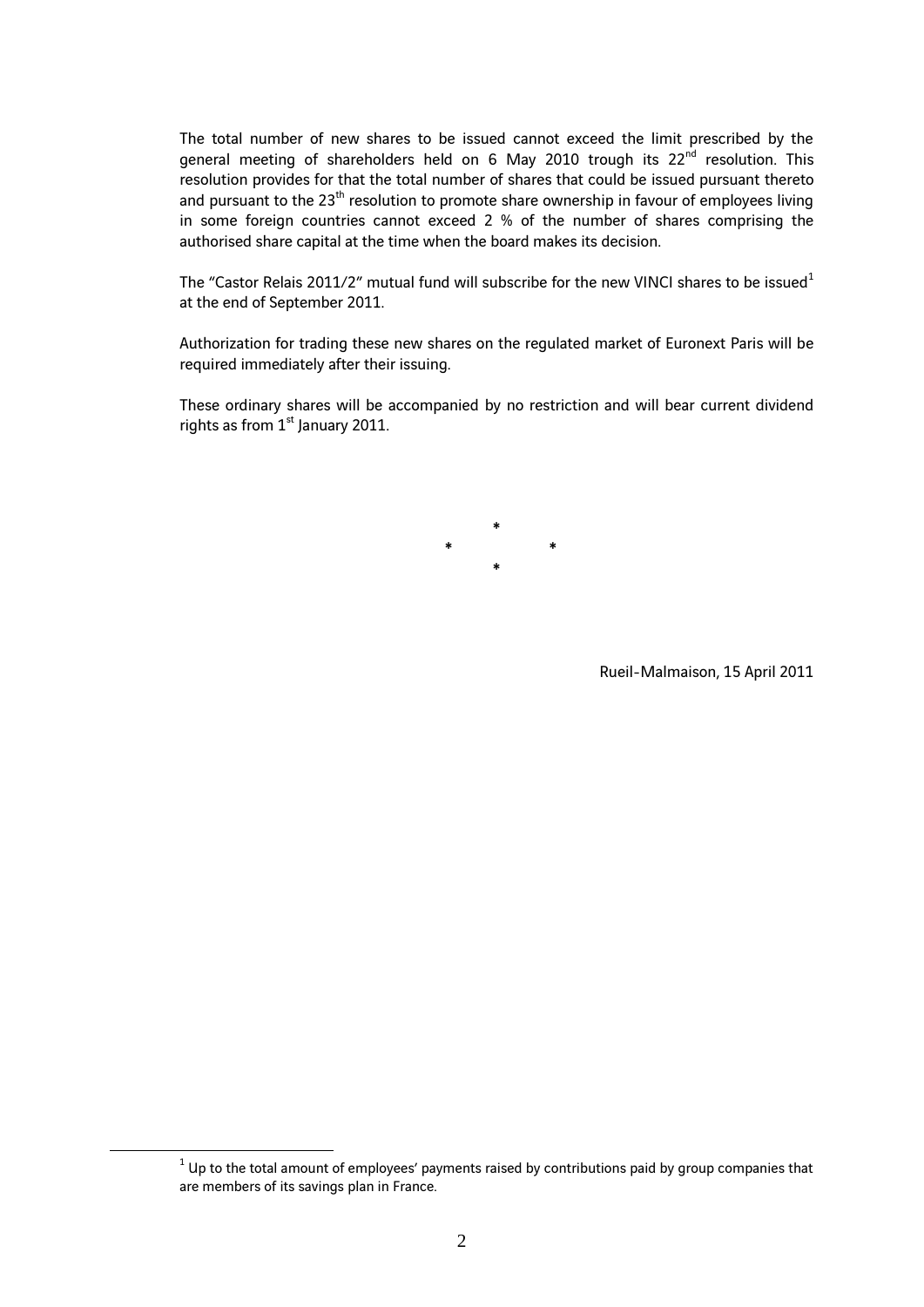The total number of new shares to be issued cannot exceed the limit prescribed by the general meeting of shareholders held on 6 May 2010 trough its 22nd resolution. This resolution provides for that the total number of shares that could be issued pursuant thereto and pursuant to the 23th resolution to promote share ownership in favour of employees living in some foreign countries cannot exceed 2 % of the number of shares comprising the authorised share capital at the time when the board makes its decision.

The "Castor Relais 2011/2" mutual fund will subscribe for the new VINCI shares to be issued[1] at the end of September 2011.

Authorization for trading these new shares on the regulated market of Euronext Paris will be required immediately after their issuing.

These ordinary shares will be accompanied by no restriction and will bear current dividend rights as from 1st January 2011.

\*

\* \*

\*

Rueil-Malmaison, 15 April 2011

---

[1] Up to the total amount of employees' payments raised by contributions paid by group companies that are members of its savings plan in France.